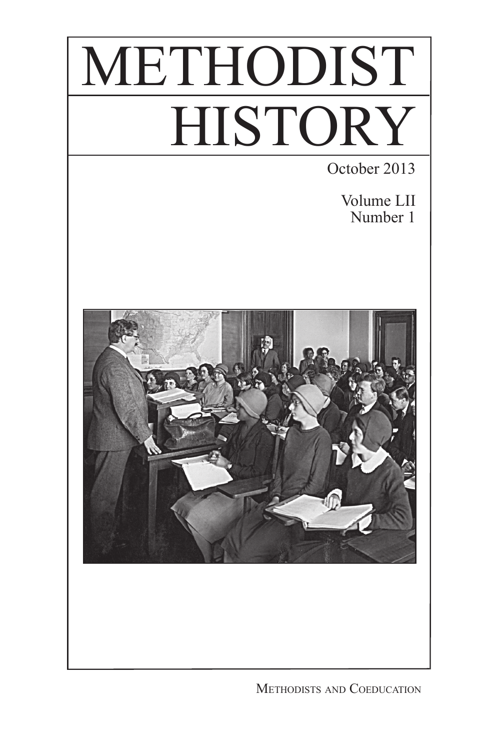# METHODIST HISTORY

October 2013

Volume LII
Number 1

Methodists and Coeducation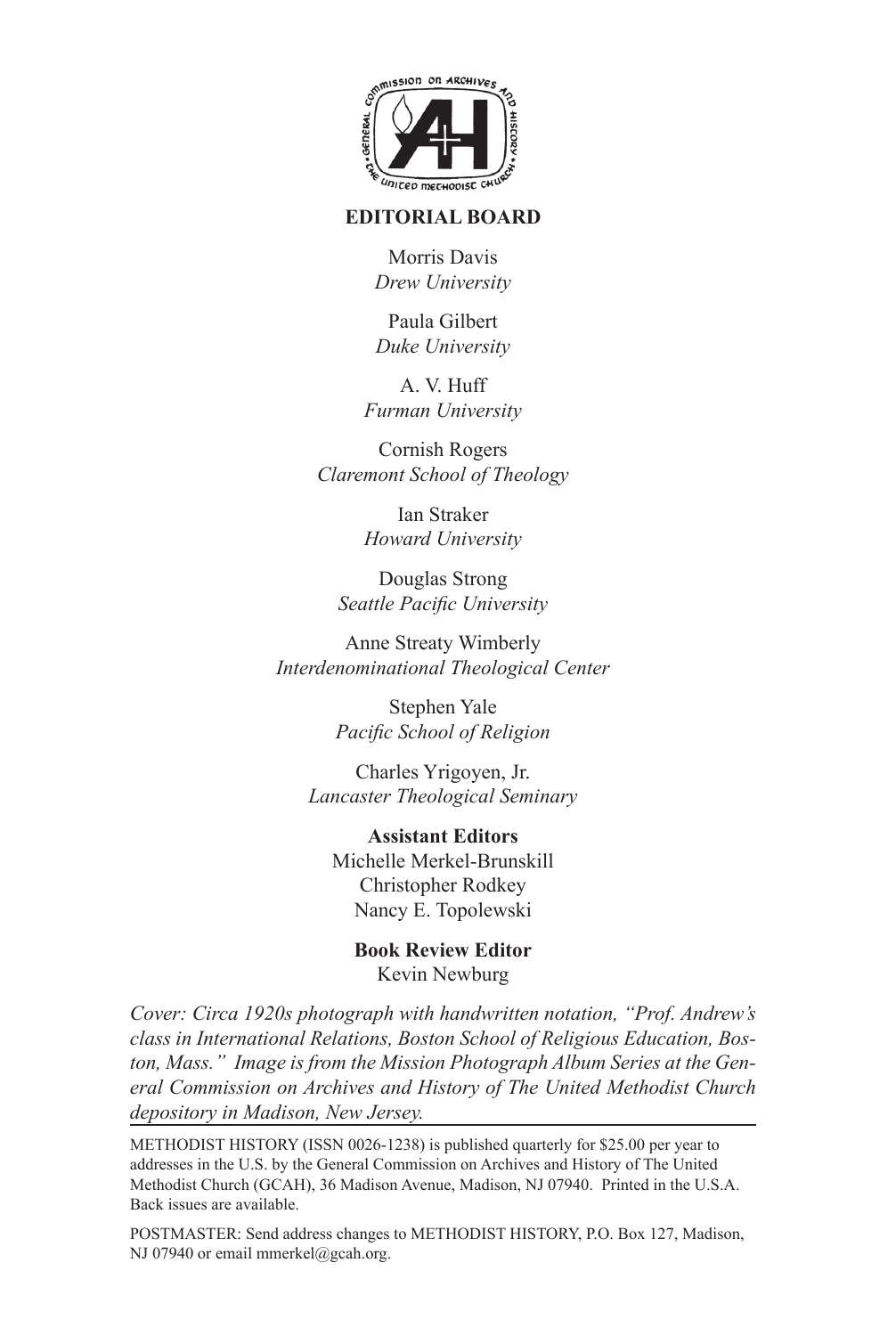## EDITORIAL BOARD

Morris Davis
*Drew University*

Paula Gilbert
*Duke University*

A. V. Huff
*Furman University*

Cornish Rogers
*Claremont School of Theology*

Ian Straker
*Howard University*

Douglas Strong
*Seattle Pacific University*

Anne Streaty Wimberly
*Interdenominational Theological Center*

Stephen Yale
*Pacific School of Religion*

Charles Yrigoyen, Jr.
*Lancaster Theological Seminary*

**Assistant Editors**
Michelle Merkel-Brunskill
Christopher Rodkey
Nancy E. Topolewski

**Book Review Editor**
Kevin Newburg

*Cover: Circa 1920s photograph with handwritten notation, "Prof. Andrew's class in International Relations, Boston School of Religious Education, Boston, Mass." Image is from the Mission Photograph Album Series at the General Commission on Archives and History of The United Methodist Church depository in Madison, New Jersey.*

METHODIST HISTORY (ISSN 0026-1238) is published quarterly for $25.00 per year to addresses in the U.S. by the General Commission on Archives and History of The United Methodist Church (GCAH), 36 Madison Avenue, Madison, NJ 07940. Printed in the U.S.A. Back issues are available.

POSTMASTER: Send address changes to METHODIST HISTORY, P.O. Box 127, Madison, NJ 07940 or email mmerkel@gcah.org.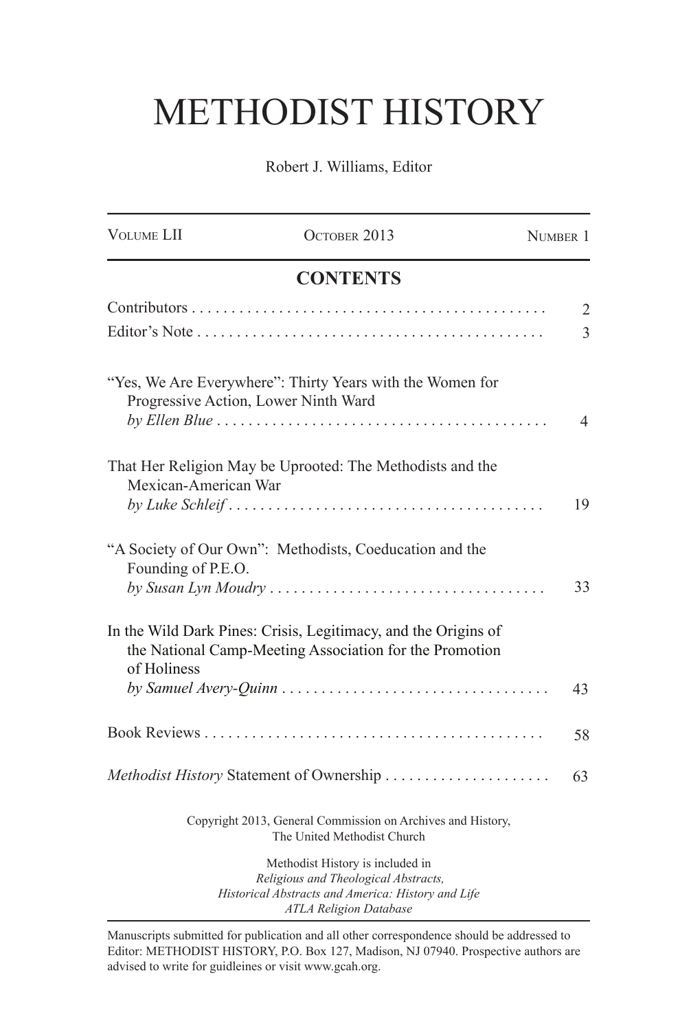# METHODIST HISTORY

Robert J. Williams, Editor

| Volume LII | October 2013 | Number 1 |
|---|---|---|

## CONTENTS

| | |
|---|---|
| Contributors | 2 |
| Editor's Note | 3 |
| "Yes, We Are Everywhere": Thirty Years with the Women for Progressive Action, Lower Ninth Ward *by Ellen Blue* | 4 |
| That Her Religion May be Uprooted: The Methodists and the Mexican-American War *by Luke Schleif* | 19 |
| "A Society of Our Own": Methodists, Coeducation and the Founding of P.E.O. *by Susan Lyn Moudry* | 33 |
| In the Wild Dark Pines: Crisis, Legitimacy, and the Origins of the National Camp-Meeting Association for the Promotion of Holiness *by Samuel Avery-Quinn* | 43 |
| Book Reviews | 58 |
| *Methodist History* Statement of Ownership | 63 |

Copyright 2013, General Commission on Archives and History, The United Methodist Church

Methodist History is included in
*Religious and Theological Abstracts,*
*Historical Abstracts and America: History and Life*
*ATLA Religion Database*

Manuscripts submitted for publication and all other correspondence should be addressed to Editor: METHODIST HISTORY, P.O. Box 127, Madison, NJ 07940. Prospective authors are advised to write for guidleines or visit www.gcah.org.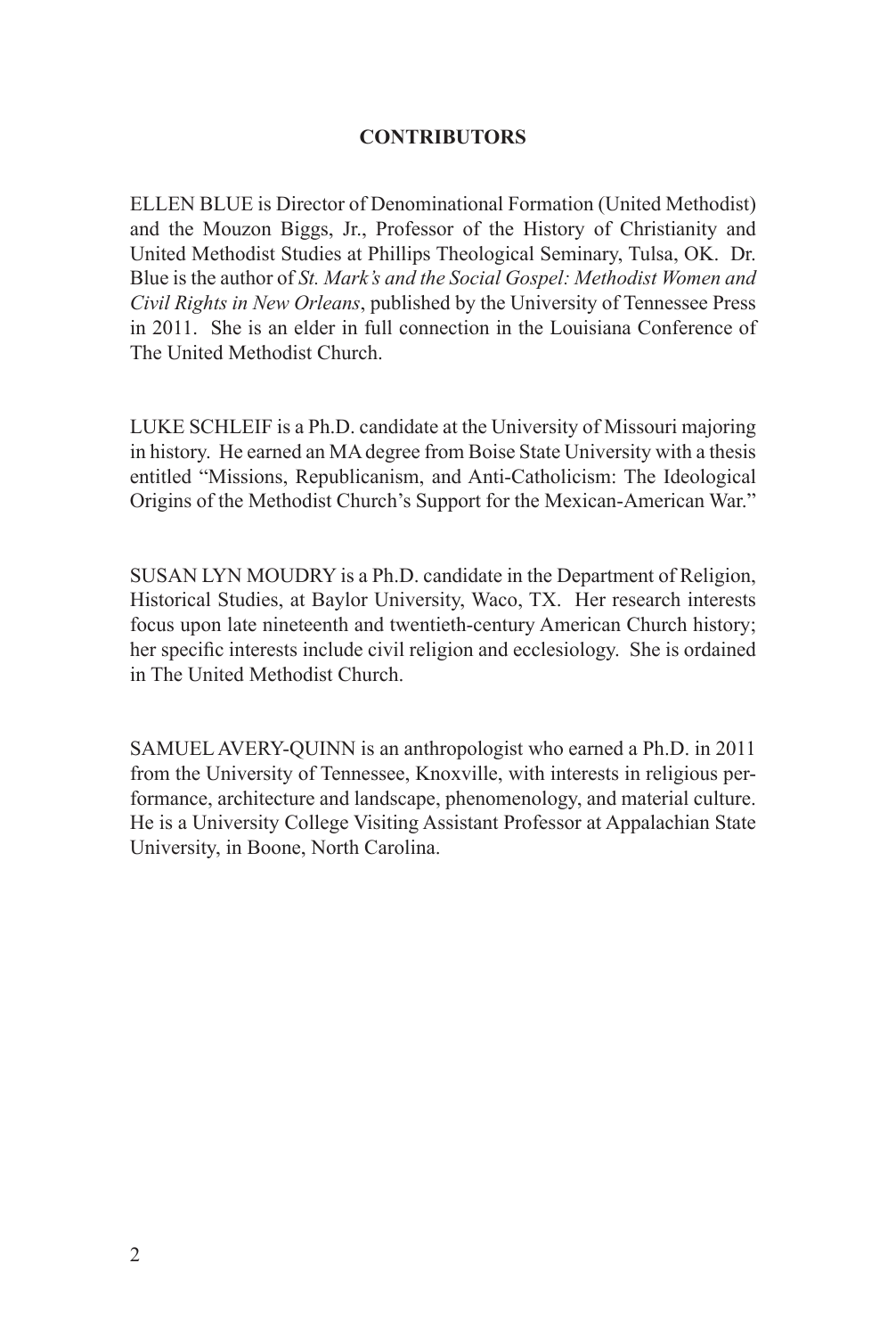## CONTRIBUTORS

ELLEN BLUE is Director of Denominational Formation (United Methodist) and the Mouzon Biggs, Jr., Professor of the History of Christianity and United Methodist Studies at Phillips Theological Seminary, Tulsa, OK. Dr. Blue is the author of *St. Mark's and the Social Gospel: Methodist Women and Civil Rights in New Orleans*, published by the University of Tennessee Press in 2011. She is an elder in full connection in the Louisiana Conference of The United Methodist Church.

LUKE SCHLEIF is a Ph.D. candidate at the University of Missouri majoring in history. He earned an MA degree from Boise State University with a thesis entitled "Missions, Republicanism, and Anti-Catholicism: The Ideological Origins of the Methodist Church's Support for the Mexican-American War."

SUSAN LYN MOUDRY is a Ph.D. candidate in the Department of Religion, Historical Studies, at Baylor University, Waco, TX. Her research interests focus upon late nineteenth and twentieth-century American Church history; her specific interests include civil religion and ecclesiology. She is ordained in The United Methodist Church.

SAMUEL AVERY-QUINN is an anthropologist who earned a Ph.D. in 2011 from the University of Tennessee, Knoxville, with interests in religious performance, architecture and landscape, phenomenology, and material culture. He is a University College Visiting Assistant Professor at Appalachian State University, in Boone, North Carolina.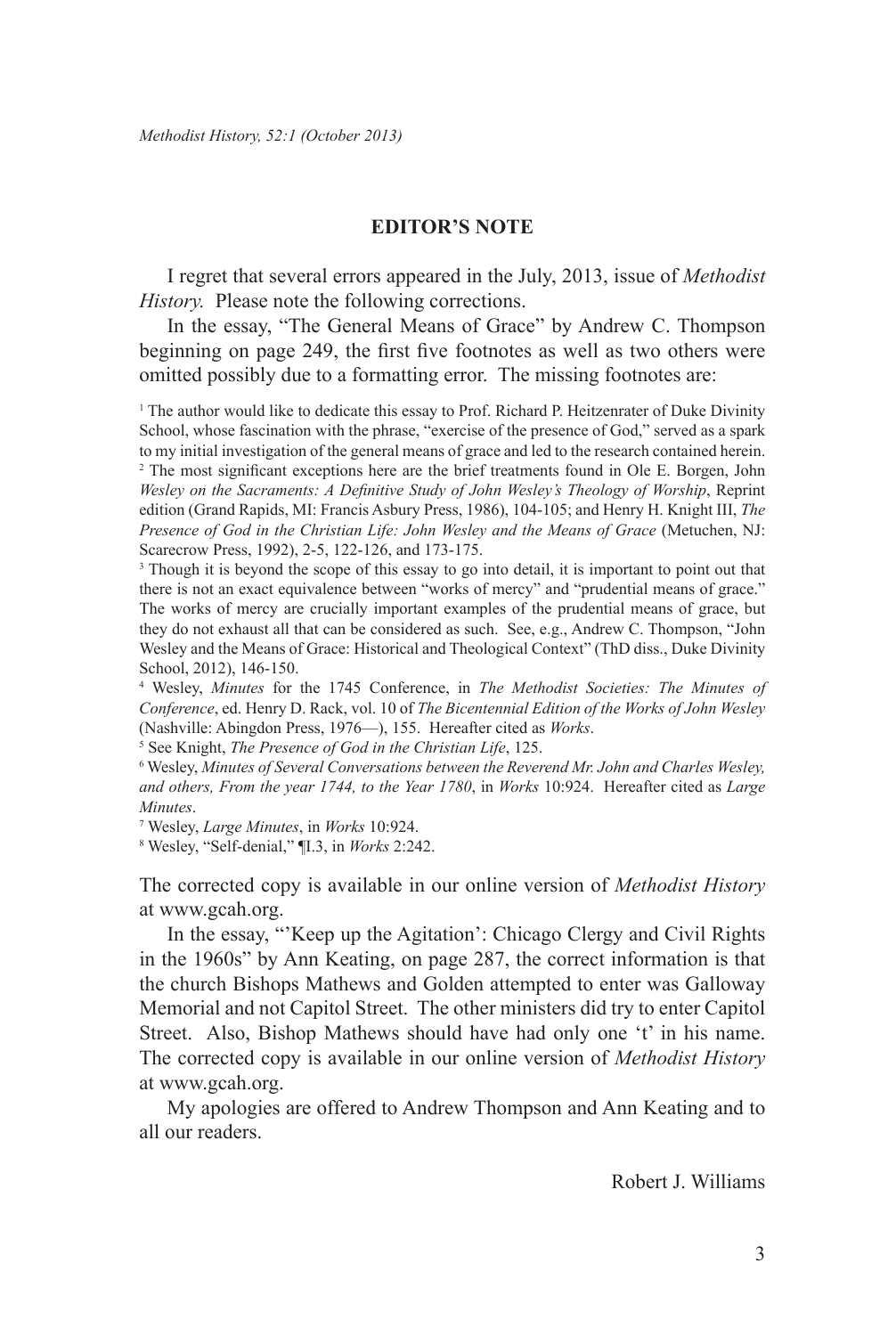## EDITOR'S NOTE

I regret that several errors appeared in the July, 2013, issue of *Methodist History.* Please note the following corrections.

In the essay, "The General Means of Grace" by Andrew C. Thompson beginning on page 249, the first five footnotes as well as two others were omitted possibly due to a formatting error. The missing footnotes are:

[1] The author would like to dedicate this essay to Prof. Richard P. Heitzenrater of Duke Divinity School, whose fascination with the phrase, "exercise of the presence of God," served as a spark to my initial investigation of the general means of grace and led to the research contained herein.

[2] The most significant exceptions here are the brief treatments found in Ole E. Borgen, John *Wesley on the Sacraments: A Definitive Study of John Wesley's Theology of Worship*, Reprint edition (Grand Rapids, MI: Francis Asbury Press, 1986), 104-105; and Henry H. Knight III, *The Presence of God in the Christian Life: John Wesley and the Means of Grace* (Metuchen, NJ: Scarecrow Press, 1992), 2-5, 122-126, and 173-175.

[3] Though it is beyond the scope of this essay to go into detail, it is important to point out that there is not an exact equivalence between "works of mercy" and "prudential means of grace." The works of mercy are crucially important examples of the prudential means of grace, but they do not exhaust all that can be considered as such. See, e.g., Andrew C. Thompson, "John Wesley and the Means of Grace: Historical and Theological Context" (ThD diss., Duke Divinity School, 2012), 146-150.

[4] Wesley, *Minutes* for the 1745 Conference, in *The Methodist Societies: The Minutes of Conference*, ed. Henry D. Rack, vol. 10 of *The Bicentennial Edition of the Works of John Wesley* (Nashville: Abingdon Press, 1976—), 155. Hereafter cited as *Works*.

[5] See Knight, *The Presence of God in the Christian Life*, 125.

[6] Wesley, *Minutes of Several Conversations between the Reverend Mr. John and Charles Wesley, and others, From the year 1744, to the Year 1780*, in *Works* 10:924. Hereafter cited as *Large Minutes*.

[7] Wesley, *Large Minutes*, in *Works* 10:924.

[8] Wesley, "Self-denial," ¶I.3, in *Works* 2:242.

The corrected copy is available in our online version of *Methodist History* at www.gcah.org.

In the essay, "'Keep up the Agitation': Chicago Clergy and Civil Rights in the 1960s" by Ann Keating, on page 287, the correct information is that the church Bishops Mathews and Golden attempted to enter was Galloway Memorial and not Capitol Street. The other ministers did try to enter Capitol Street. Also, Bishop Mathews should have had only one 't' in his name. The corrected copy is available in our online version of *Methodist History* at www.gcah.org.

My apologies are offered to Andrew Thompson and Ann Keating and to all our readers.

Robert J. Williams